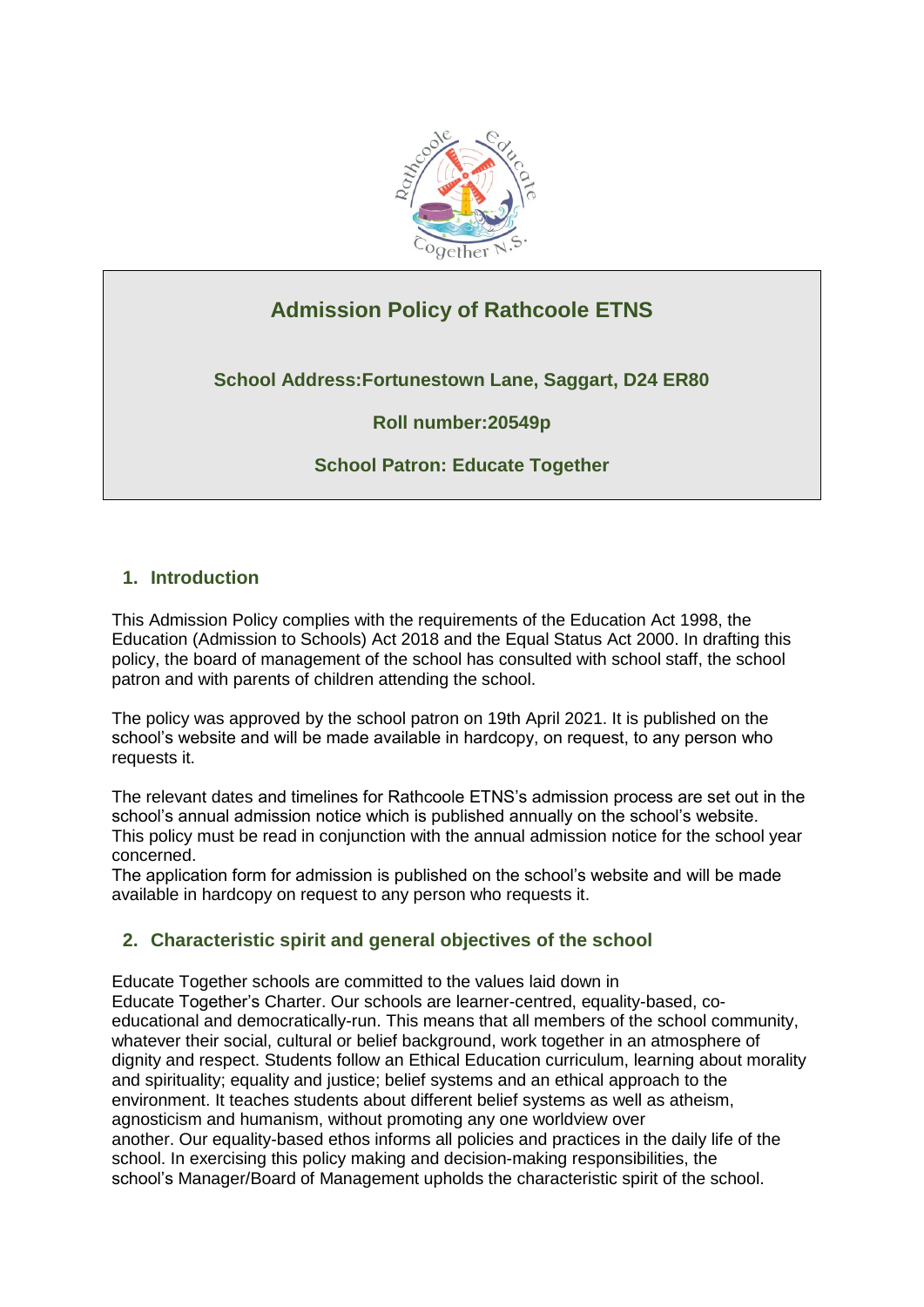# Admission Policy of Rathcoole ETNS

**School Address:Fortunestown Lane, Saggart, D24 ER80**

**Roll number:20549p**

**School Patron: Educate Together**

## 1. Introduction

This Admission Policy complies with the requirements of the Education Act 1998, the Education (Admission to Schools) Act 2018 and the Equal Status Act 2000. In drafting this policy, the board of management of the school has consulted with school staff, the school patron and with parents of children attending the school.

The policy was approved by the school patron on 19th April 2021. It is published on the school's website and will be made available in hardcopy, on request, to any person who requests it.

The relevant dates and timelines for Rathcoole ETNS's admission process are set out in the school's annual admission notice which is published annually on the school's website. This policy must be read in conjunction with the annual admission notice for the school year concerned.
The application form for admission is published on the school's website and will be made available in hardcopy on request to any person who requests it.

## 2. Characteristic spirit and general objectives of the school

Educate Together schools are committed to the values laid down in Educate Together's Charter. Our schools are learner-centred, equality-based, co-educational and democratically-run. This means that all members of the school community, whatever their social, cultural or belief background, work together in an atmosphere of dignity and respect. Students follow an Ethical Education curriculum, learning about morality and spirituality; equality and justice; belief systems and an ethical approach to the environment. It teaches students about different belief systems as well as atheism, agnosticism and humanism, without promoting any one worldview over another. Our equality-based ethos informs all policies and practices in the daily life of the school. In exercising this policy making and decision-making responsibilities, the school's Manager/Board of Management upholds the characteristic spirit of the school.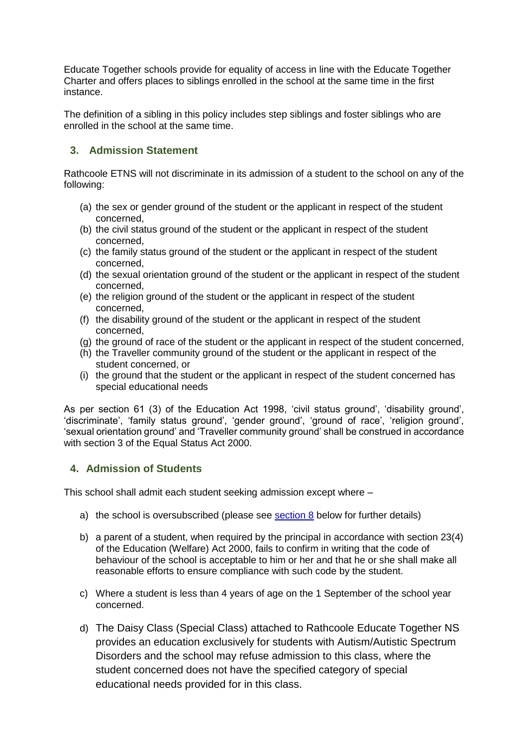Educate Together schools provide for equality of access in line with the Educate Together Charter and offers places to siblings enrolled in the school at the same time in the first instance.

The definition of a sibling in this policy includes step siblings and foster siblings who are enrolled in the school at the same time.

## 3. Admission Statement

Rathcoole ETNS will not discriminate in its admission of a student to the school on any of the following:

(a) the sex or gender ground of the student or the applicant in respect of the student concerned,
(b) the civil status ground of the student or the applicant in respect of the student concerned,
(c) the family status ground of the student or the applicant in respect of the student concerned,
(d) the sexual orientation ground of the student or the applicant in respect of the student concerned,
(e) the religion ground of the student or the applicant in respect of the student concerned,
(f) the disability ground of the student or the applicant in respect of the student concerned,
(g) the ground of race of the student or the applicant in respect of the student concerned,
(h) the Traveller community ground of the student or the applicant in respect of the student concerned, or
(i) the ground that the student or the applicant in respect of the student concerned has special educational needs

As per section 61 (3) of the Education Act 1998, 'civil status ground', 'disability ground', 'discriminate', 'family status ground', 'gender ground', 'ground of race', 'religion ground', 'sexual orientation ground' and 'Traveller community ground' shall be construed in accordance with section 3 of the Equal Status Act 2000.

## 4. Admission of Students

This school shall admit each student seeking admission except where –

a) the school is oversubscribed (please see section 8 below for further details)

b) a parent of a student, when required by the principal in accordance with section 23(4) of the Education (Welfare) Act 2000, fails to confirm in writing that the code of behaviour of the school is acceptable to him or her and that he or she shall make all reasonable efforts to ensure compliance with such code by the student.

c) Where a student is less than 4 years of age on the 1 September of the school year concerned.

d) The Daisy Class (Special Class) attached to Rathcoole Educate Together NS provides an education exclusively for students with Autism/Autistic Spectrum Disorders and the school may refuse admission to this class, where the student concerned does not have the specified category of special educational needs provided for in this class.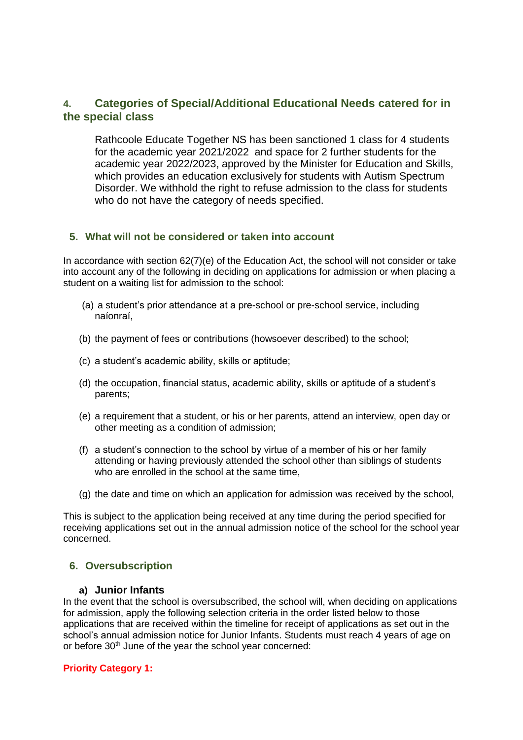## 4. Categories of Special/Additional Educational Needs catered for in the special class

Rathcoole Educate Together NS has been sanctioned 1 class for 4 students for the academic year 2021/2022 and space for 2 further students for the academic year 2022/2023, approved by the Minister for Education and Skills, which provides an education exclusively for students with Autism Spectrum Disorder. We withhold the right to refuse admission to the class for students who do not have the category of needs specified.

## 5. What will not be considered or taken into account

In accordance with section 62(7)(e) of the Education Act, the school will not consider or take into account any of the following in deciding on applications for admission or when placing a student on a waiting list for admission to the school:

(a) a student's prior attendance at a pre-school or pre-school service, including naíonraí,

(b) the payment of fees or contributions (howsoever described) to the school;

(c) a student's academic ability, skills or aptitude;

(d) the occupation, financial status, academic ability, skills or aptitude of a student's parents;

(e) a requirement that a student, or his or her parents, attend an interview, open day or other meeting as a condition of admission;

(f) a student's connection to the school by virtue of a member of his or her family attending or having previously attended the school other than siblings of students who are enrolled in the school at the same time,

(g) the date and time on which an application for admission was received by the school,

This is subject to the application being received at any time during the period specified for receiving applications set out in the annual admission notice of the school for the school year concerned.

## 6. Oversubscription

### a) Junior Infants

In the event that the school is oversubscribed, the school will, when deciding on applications for admission, apply the following selection criteria in the order listed below to those applications that are received within the timeline for receipt of applications as set out in the school's annual admission notice for Junior Infants. Students must reach 4 years of age on or before 30th June of the year the school year concerned:

**Priority Category 1:**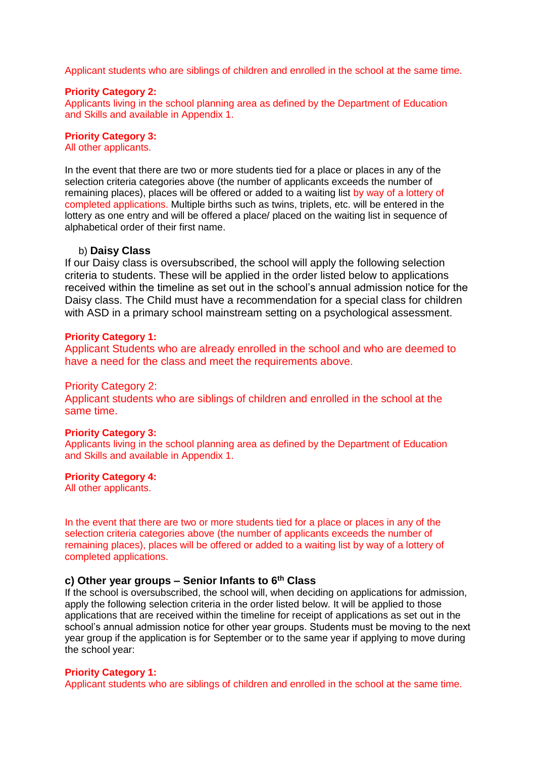Applicant students who are siblings of children and enrolled in the school at the same time.

**Priority Category 2:**
Applicants living in the school planning area as defined by the Department of Education and Skills and available in Appendix 1.

**Priority Category 3:**
All other applicants.

In the event that there are two or more students tied for a place or places in any of the selection criteria categories above (the number of applicants exceeds the number of remaining places), places will be offered or added to a waiting list by way of a lottery of completed applications. Multiple births such as twins, triplets, etc. will be entered in the lottery as one entry and will be offered a place/ placed on the waiting list in sequence of alphabetical order of their first name.

b) **Daisy Class**

If our Daisy class is oversubscribed, the school will apply the following selection criteria to students. These will be applied in the order listed below to applications received within the timeline as set out in the school's annual admission notice for the Daisy class. The Child must have a recommendation for a special class for children with ASD in a primary school mainstream setting on a psychological assessment.

**Priority Category 1:**
Applicant Students who are already enrolled in the school and who are deemed to have a need for the class and meet the requirements above.

Priority Category 2:
Applicant students who are siblings of children and enrolled in the school at the same time.

**Priority Category 3:**
Applicants living in the school planning area as defined by the Department of Education and Skills and available in Appendix 1.

**Priority Category 4:**
All other applicants.

In the event that there are two or more students tied for a place or places in any of the selection criteria categories above (the number of applicants exceeds the number of remaining places), places will be offered or added to a waiting list by way of a lottery of completed applications.

**c) Other year groups – Senior Infants to 6th Class**

If the school is oversubscribed, the school will, when deciding on applications for admission, apply the following selection criteria in the order listed below. It will be applied to those applications that are received within the timeline for receipt of applications as set out in the school's annual admission notice for other year groups. Students must be moving to the next year group if the application is for September or to the same year if applying to move during the school year:

**Priority Category 1:**
Applicant students who are siblings of children and enrolled in the school at the same time.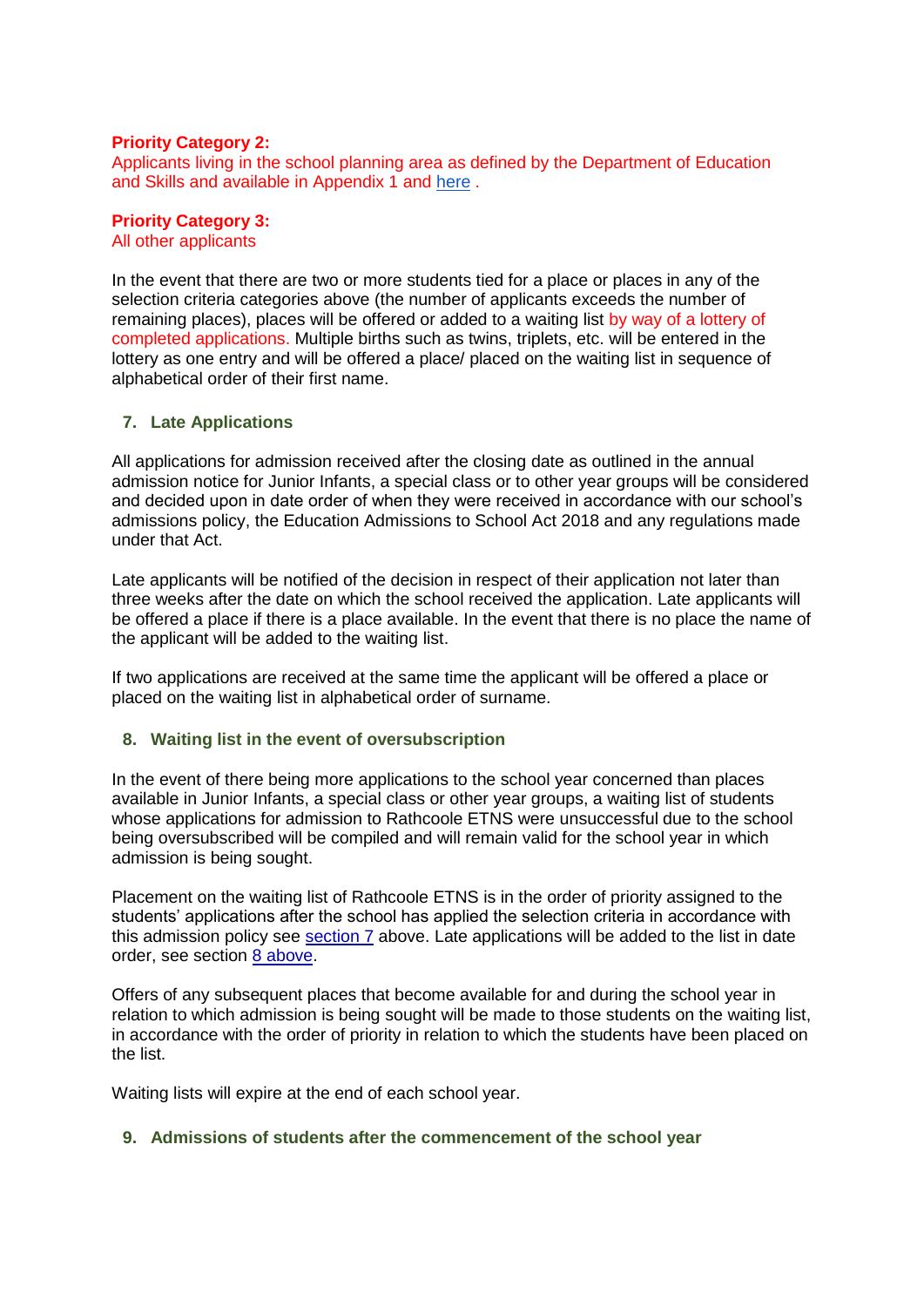**Priority Category 2:**
Applicants living in the school planning area as defined by the Department of Education and Skills and available in Appendix 1 and here .

**Priority Category 3:**
All other applicants

In the event that there are two or more students tied for a place or places in any of the selection criteria categories above (the number of applicants exceeds the number of remaining places), places will be offered or added to a waiting list by way of a lottery of completed applications. Multiple births such as twins, triplets, etc. will be entered in the lottery as one entry and will be offered a place/ placed on the waiting list in sequence of alphabetical order of their first name.

## 7. Late Applications

All applications for admission received after the closing date as outlined in the annual admission notice for Junior Infants, a special class or to other year groups will be considered and decided upon in date order of when they were received in accordance with our school's admissions policy, the Education Admissions to School Act 2018 and any regulations made under that Act.

Late applicants will be notified of the decision in respect of their application not later than three weeks after the date on which the school received the application. Late applicants will be offered a place if there is a place available. In the event that there is no place the name of the applicant will be added to the waiting list.

If two applications are received at the same time the applicant will be offered a place or placed on the waiting list in alphabetical order of surname.

## 8. Waiting list in the event of oversubscription

In the event of there being more applications to the school year concerned than places available in Junior Infants, a special class or other year groups, a waiting list of students whose applications for admission to Rathcoole ETNS were unsuccessful due to the school being oversubscribed will be compiled and will remain valid for the school year in which admission is being sought.

Placement on the waiting list of Rathcoole ETNS is in the order of priority assigned to the students' applications after the school has applied the selection criteria in accordance with this admission policy see section 7 above. Late applications will be added to the list in date order, see section 8 above.

Offers of any subsequent places that become available for and during the school year in relation to which admission is being sought will be made to those students on the waiting list, in accordance with the order of priority in relation to which the students have been placed on the list.

Waiting lists will expire at the end of each school year.

## 9. Admissions of students after the commencement of the school year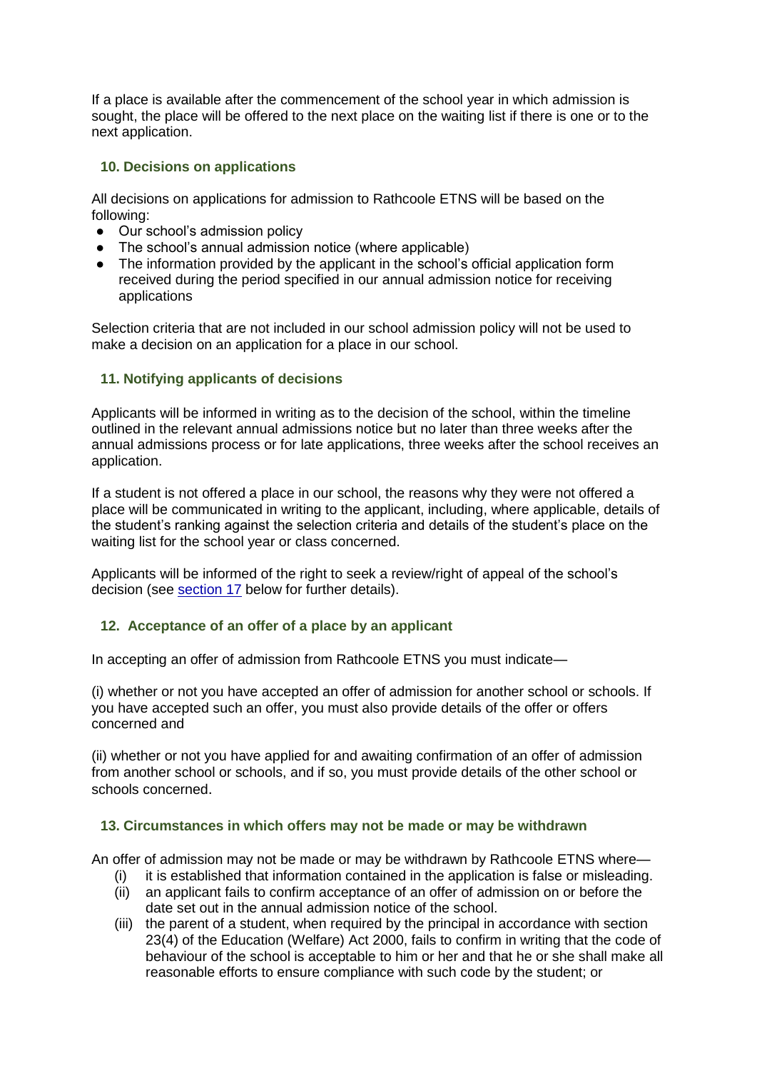If a place is available after the commencement of the school year in which admission is sought, the place will be offered to the next place on the waiting list if there is one or to the next application.

## 10. Decisions on applications

All decisions on applications for admission to Rathcoole ETNS will be based on the following:

- Our school's admission policy
- The school's annual admission notice (where applicable)
- The information provided by the applicant in the school's official application form received during the period specified in our annual admission notice for receiving applications

Selection criteria that are not included in our school admission policy will not be used to make a decision on an application for a place in our school.

## 11. Notifying applicants of decisions

Applicants will be informed in writing as to the decision of the school, within the timeline outlined in the relevant annual admissions notice but no later than three weeks after the annual admissions process or for late applications, three weeks after the school receives an application.

If a student is not offered a place in our school, the reasons why they were not offered a place will be communicated in writing to the applicant, including, where applicable, details of the student's ranking against the selection criteria and details of the student's place on the waiting list for the school year or class concerned.

Applicants will be informed of the right to seek a review/right of appeal of the school's decision (see section 17 below for further details).

## 12. Acceptance of an offer of a place by an applicant

In accepting an offer of admission from Rathcoole ETNS you must indicate—

(i) whether or not you have accepted an offer of admission for another school or schools. If you have accepted such an offer, you must also provide details of the offer or offers concerned and

(ii) whether or not you have applied for and awaiting confirmation of an offer of admission from another school or schools, and if so, you must provide details of the other school or schools concerned.

## 13. Circumstances in which offers may not be made or may be withdrawn

An offer of admission may not be made or may be withdrawn by Rathcoole ETNS where—

(i) it is established that information contained in the application is false or misleading.

(ii) an applicant fails to confirm acceptance of an offer of admission on or before the date set out in the annual admission notice of the school.

(iii) the parent of a student, when required by the principal in accordance with section 23(4) of the Education (Welfare) Act 2000, fails to confirm in writing that the code of behaviour of the school is acceptable to him or her and that he or she shall make all reasonable efforts to ensure compliance with such code by the student; or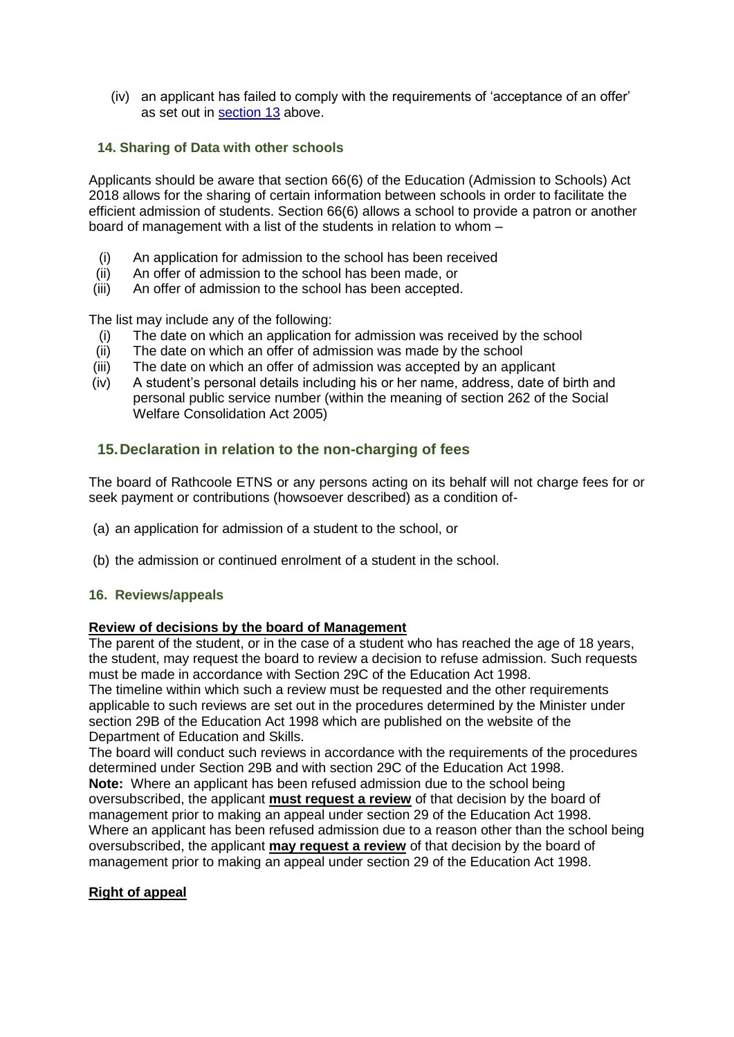(iv) an applicant has failed to comply with the requirements of 'acceptance of an offer' as set out in section 13 above.

## 14. Sharing of Data with other schools

Applicants should be aware that section 66(6) of the Education (Admission to Schools) Act 2018 allows for the sharing of certain information between schools in order to facilitate the efficient admission of students. Section 66(6) allows a school to provide a patron or another board of management with a list of the students in relation to whom –

- (i) An application for admission to the school has been received
- (ii) An offer of admission to the school has been made, or
- (iii) An offer of admission to the school has been accepted.

The list may include any of the following:

- (i) The date on which an application for admission was received by the school
- (ii) The date on which an offer of admission was made by the school
- (iii) The date on which an offer of admission was accepted by an applicant
- (iv) A student's personal details including his or her name, address, date of birth and personal public service number (within the meaning of section 262 of the Social Welfare Consolidation Act 2005)

## 15. Declaration in relation to the non-charging of fees

The board of Rathcoole ETNS or any persons acting on its behalf will not charge fees for or seek payment or contributions (howsoever described) as a condition of-

(a) an application for admission of a student to the school, or

(b) the admission or continued enrolment of a student in the school.

## 16. Reviews/appeals

**Review of decisions by the board of Management**

The parent of the student, or in the case of a student who has reached the age of 18 years, the student, may request the board to review a decision to refuse admission. Such requests must be made in accordance with Section 29C of the Education Act 1998.

The timeline within which such a review must be requested and the other requirements applicable to such reviews are set out in the procedures determined by the Minister under section 29B of the Education Act 1998 which are published on the website of the Department of Education and Skills.

The board will conduct such reviews in accordance with the requirements of the procedures determined under Section 29B and with section 29C of the Education Act 1998.

**Note:** Where an applicant has been refused admission due to the school being oversubscribed, the applicant **must request a review** of that decision by the board of management prior to making an appeal under section 29 of the Education Act 1998.

Where an applicant has been refused admission due to a reason other than the school being oversubscribed, the applicant **may request a review** of that decision by the board of management prior to making an appeal under section 29 of the Education Act 1998.

**Right of appeal**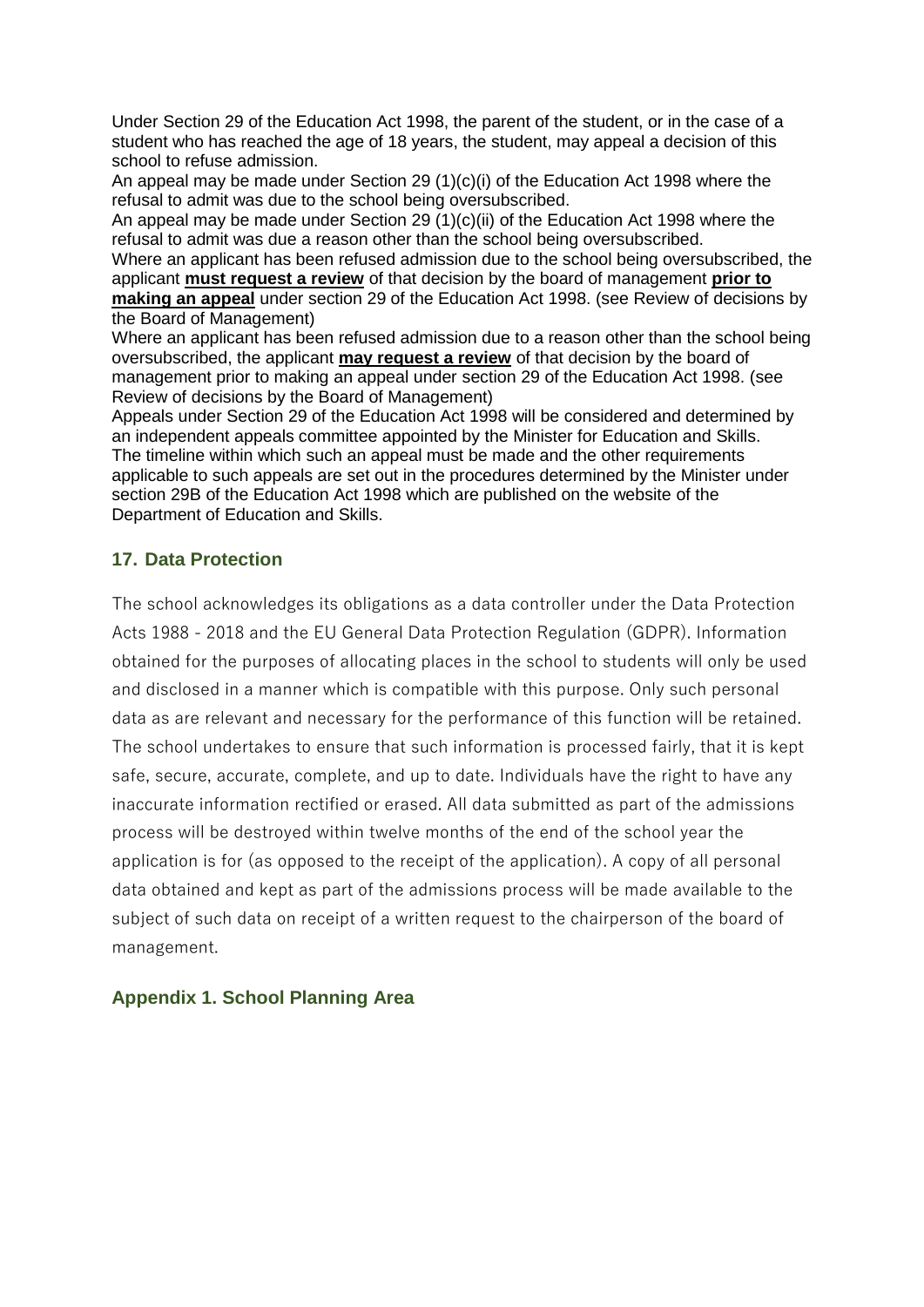Under Section 29 of the Education Act 1998, the parent of the student, or in the case of a student who has reached the age of 18 years, the student, may appeal a decision of this school to refuse admission.

An appeal may be made under Section 29 (1)(c)(i) of the Education Act 1998 where the refusal to admit was due to the school being oversubscribed.

An appeal may be made under Section 29 (1)(c)(ii) of the Education Act 1998 where the refusal to admit was due a reason other than the school being oversubscribed.

Where an applicant has been refused admission due to the school being oversubscribed, the applicant **must request a review** of that decision by the board of management **prior to making an appeal** under section 29 of the Education Act 1998. (see Review of decisions by the Board of Management)

Where an applicant has been refused admission due to a reason other than the school being oversubscribed, the applicant **may request a review** of that decision by the board of management prior to making an appeal under section 29 of the Education Act 1998. (see Review of decisions by the Board of Management)

Appeals under Section 29 of the Education Act 1998 will be considered and determined by an independent appeals committee appointed by the Minister for Education and Skills.

The timeline within which such an appeal must be made and the other requirements applicable to such appeals are set out in the procedures determined by the Minister under section 29B of the Education Act 1998 which are published on the website of the Department of Education and Skills.

## 17. Data Protection

The school acknowledges its obligations as a data controller under the Data Protection Acts 1988 - 2018 and the EU General Data Protection Regulation (GDPR). Information obtained for the purposes of allocating places in the school to students will only be used and disclosed in a manner which is compatible with this purpose. Only such personal data as are relevant and necessary for the performance of this function will be retained. The school undertakes to ensure that such information is processed fairly, that it is kept safe, secure, accurate, complete, and up to date. Individuals have the right to have any inaccurate information rectified or erased. All data submitted as part of the admissions process will be destroyed within twelve months of the end of the school year the application is for (as opposed to the receipt of the application). A copy of all personal data obtained and kept as part of the admissions process will be made available to the subject of such data on receipt of a written request to the chairperson of the board of management.

## Appendix 1. School Planning Area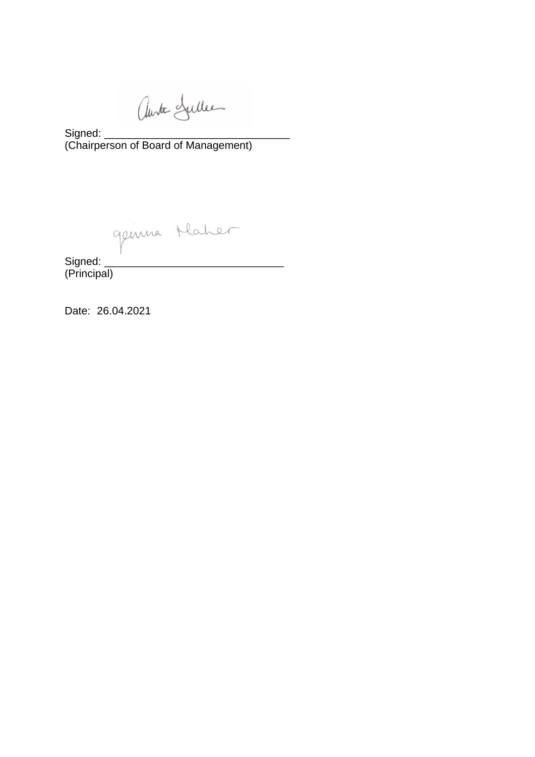Signed: _______________________________
(Chairperson of Board of Management)

Signed: ______________________________
(Principal)

Date: 26.04.2021